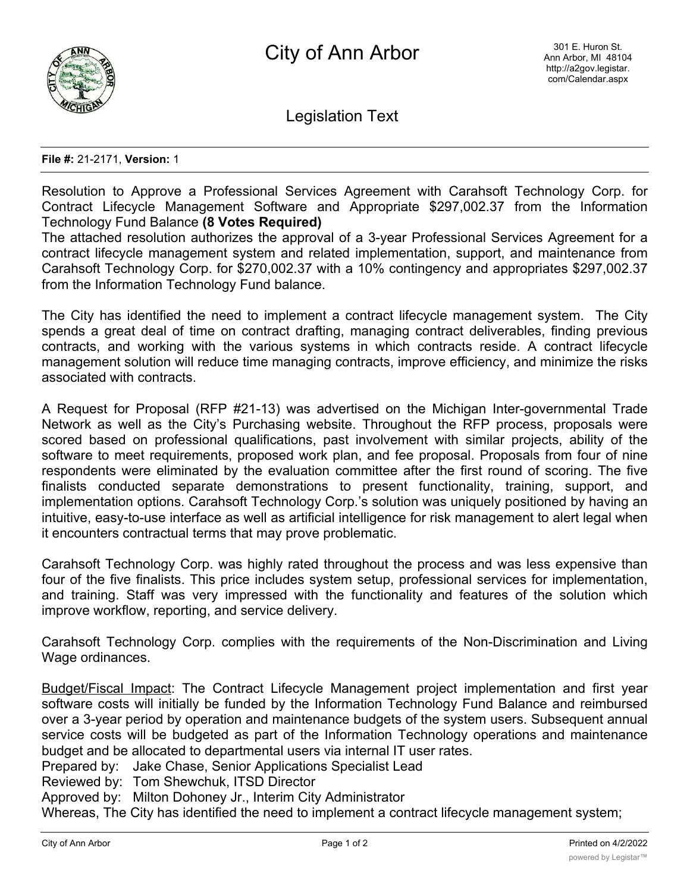# City of Ann Arbor

301 E. Huron St.
Ann Arbor, MI 48104
http://a2gov.legistar.com/Calendar.aspx

## Legislation Text

**File #:** 21-2171, **Version:** 1

Resolution to Approve a Professional Services Agreement with Carahsoft Technology Corp. for Contract Lifecycle Management Software and Appropriate $297,002.37 from the Information Technology Fund Balance **(8 Votes Required)**

The attached resolution authorizes the approval of a 3-year Professional Services Agreement for a contract lifecycle management system and related implementation, support, and maintenance from Carahsoft Technology Corp. for $270,002.37 with a 10% contingency and appropriates $297,002.37 from the Information Technology Fund balance.

The City has identified the need to implement a contract lifecycle management system. The City spends a great deal of time on contract drafting, managing contract deliverables, finding previous contracts, and working with the various systems in which contracts reside. A contract lifecycle management solution will reduce time managing contracts, improve efficiency, and minimize the risks associated with contracts.

A Request for Proposal (RFP #21-13) was advertised on the Michigan Inter-governmental Trade Network as well as the City's Purchasing website. Throughout the RFP process, proposals were scored based on professional qualifications, past involvement with similar projects, ability of the software to meet requirements, proposed work plan, and fee proposal. Proposals from four of nine respondents were eliminated by the evaluation committee after the first round of scoring. The five finalists conducted separate demonstrations to present functionality, training, support, and implementation options. Carahsoft Technology Corp.'s solution was uniquely positioned by having an intuitive, easy-to-use interface as well as artificial intelligence for risk management to alert legal when it encounters contractual terms that may prove problematic.

Carahsoft Technology Corp. was highly rated throughout the process and was less expensive than four of the five finalists. This price includes system setup, professional services for implementation, and training. Staff was very impressed with the functionality and features of the solution which improve workflow, reporting, and service delivery.

Carahsoft Technology Corp. complies with the requirements of the Non-Discrimination and Living Wage ordinances.

Budget/Fiscal Impact: The Contract Lifecycle Management project implementation and first year software costs will initially be funded by the Information Technology Fund Balance and reimbursed over a 3-year period by operation and maintenance budgets of the system users. Subsequent annual service costs will be budgeted as part of the Information Technology operations and maintenance budget and be allocated to departmental users via internal IT user rates.

Prepared by: Jake Chase, Senior Applications Specialist Lead
Reviewed by: Tom Shewchuk, ITSD Director
Approved by: Milton Dohoney Jr., Interim City Administrator

Whereas, The City has identified the need to implement a contract lifecycle management system;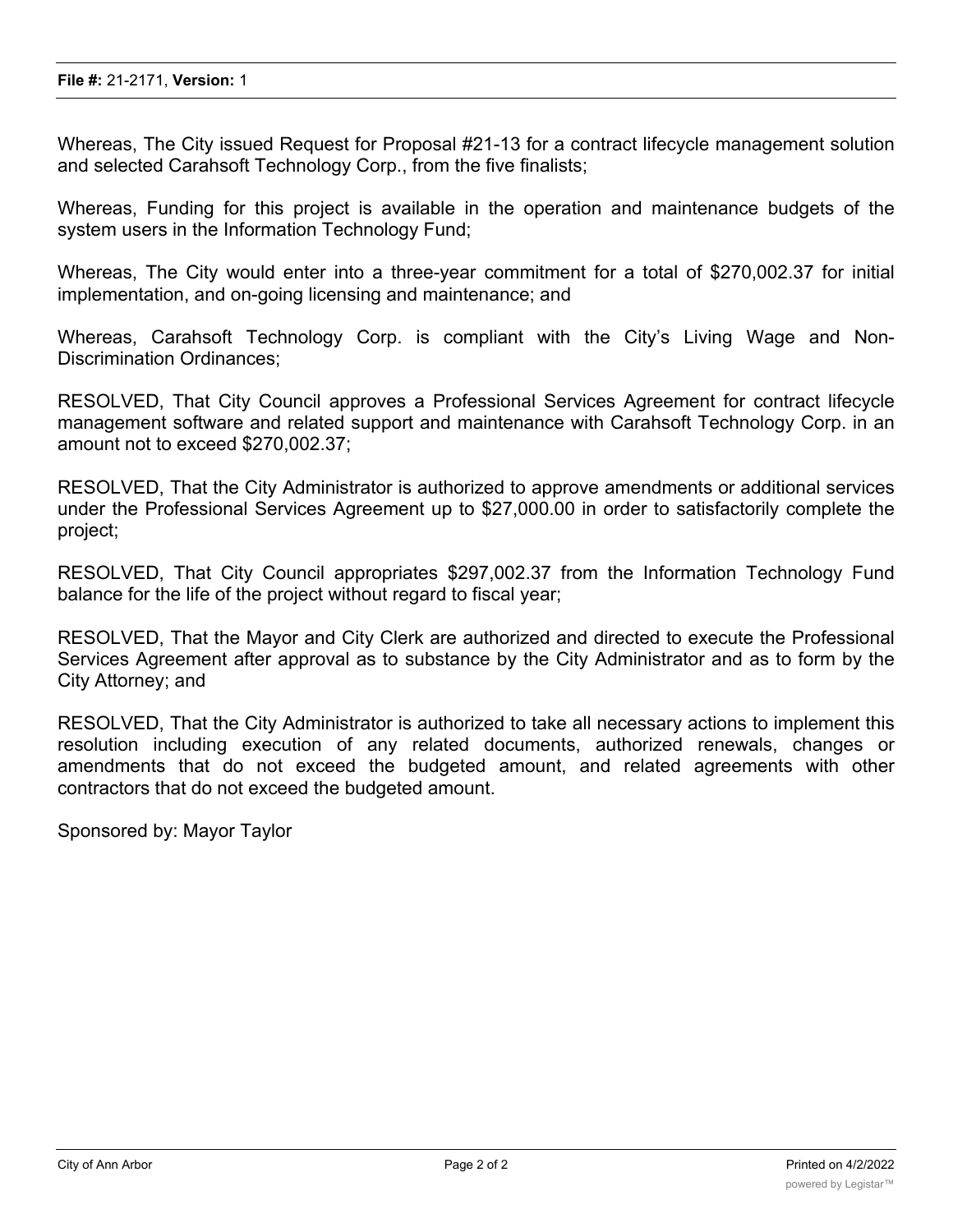Whereas, The City issued Request for Proposal #21-13 for a contract lifecycle management solution and selected Carahsoft Technology Corp., from the five finalists;

Whereas, Funding for this project is available in the operation and maintenance budgets of the system users in the Information Technology Fund;

Whereas, The City would enter into a three-year commitment for a total of $270,002.37 for initial implementation, and on-going licensing and maintenance; and

Whereas, Carahsoft Technology Corp. is compliant with the City's Living Wage and Non-Discrimination Ordinances;

RESOLVED, That City Council approves a Professional Services Agreement for contract lifecycle management software and related support and maintenance with Carahsoft Technology Corp. in an amount not to exceed $270,002.37;

RESOLVED, That the City Administrator is authorized to approve amendments or additional services under the Professional Services Agreement up to $27,000.00 in order to satisfactorily complete the project;

RESOLVED, That City Council appropriates $297,002.37 from the Information Technology Fund balance for the life of the project without regard to fiscal year;

RESOLVED, That the Mayor and City Clerk are authorized and directed to execute the Professional Services Agreement after approval as to substance by the City Administrator and as to form by the City Attorney; and

RESOLVED, That the City Administrator is authorized to take all necessary actions to implement this resolution including execution of any related documents, authorized renewals, changes or amendments that do not exceed the budgeted amount, and related agreements with other contractors that do not exceed the budgeted amount.

Sponsored by: Mayor Taylor